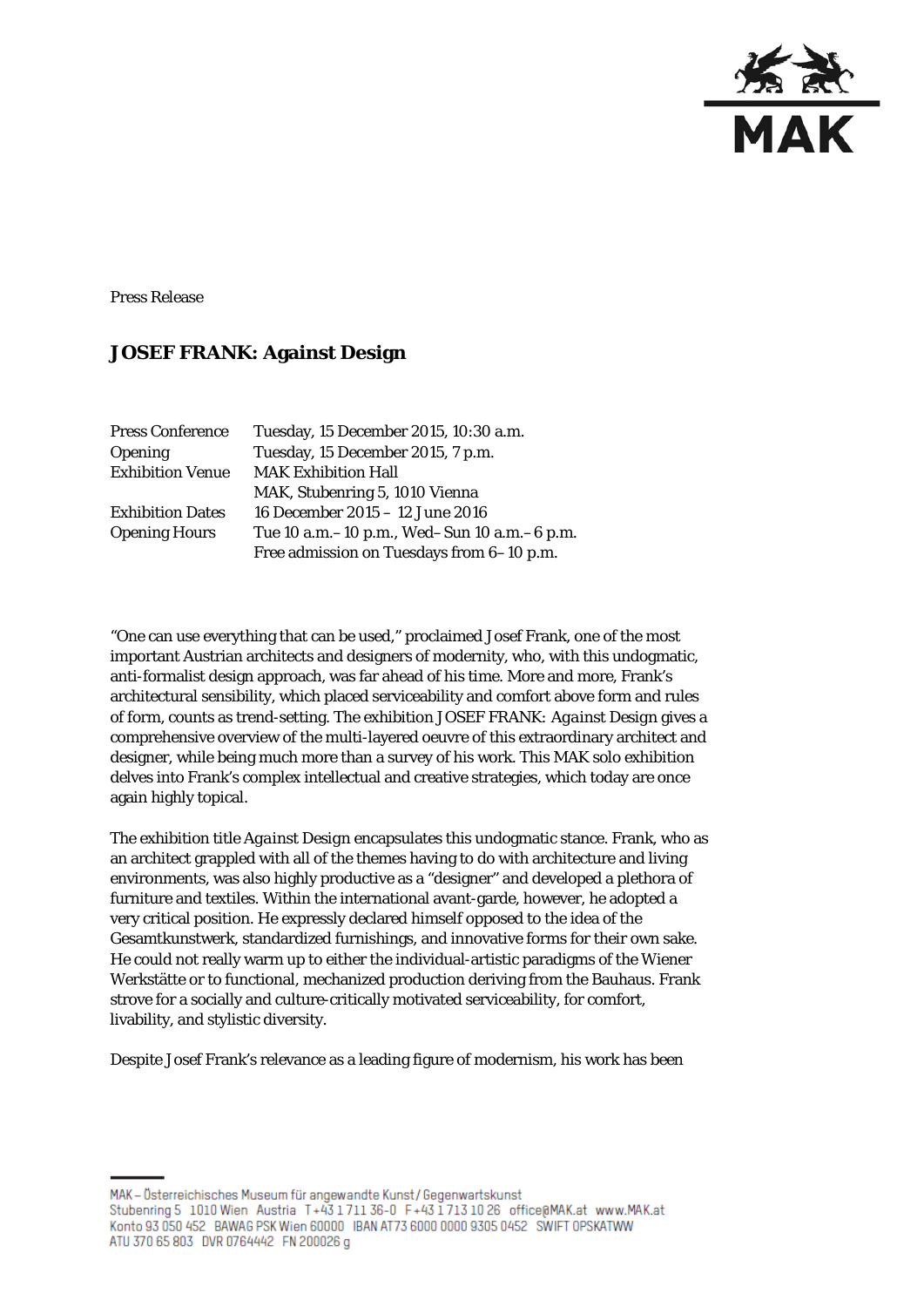Press Release

# JOSEF FRANK: Against Design

| | |
|---|---|
| Press Conference | Tuesday, 15 December 2015, 10:30 a.m. |
| Opening | Tuesday, 15 December 2015, 7 p.m. |
| Exhibition Venue | MAK Exhibition Hall<br>MAK, Stubenring 5, 1010 Vienna |
| Exhibition Dates | 16 December 2015 – 12 June 2016 |
| Opening Hours | Tue 10 a.m.–10 p.m., Wed–Sun 10 a.m.–6 p.m.<br>Free admission on Tuesdays from 6–10 p.m. |

"One can use everything that can be used," proclaimed Josef Frank, one of the most important Austrian architects and designers of modernity, who, with this undogmatic, anti-formalist design approach, was far ahead of his time. More and more, Frank's architectural sensibility, which placed serviceability and comfort above form and rules of form, counts as trend-setting. The exhibition JOSEF FRANK: *Against Design* gives a comprehensive overview of the multi-layered oeuvre of this extraordinary architect and designer, while being much more than a survey of his work. This MAK solo exhibition delves into Frank's complex intellectual and creative strategies, which today are once again highly topical.

The exhibition title *Against Design* encapsulates this undogmatic stance. Frank, who as an architect grappled with all of the themes having to do with architecture and living environments, was also highly productive as a "designer" and developed a plethora of furniture and textiles. Within the international avant-garde, however, he adopted a very critical position. He expressly declared himself opposed to the idea of the Gesamtkunstwerk, standardized furnishings, and innovative forms for their own sake. He could not really warm up to either the individual-artistic paradigms of the Wiener Werkstätte or to functional, mechanized production deriving from the Bauhaus. Frank strove for a socially and culture-critically motivated serviceability, for comfort, livability, and stylistic diversity.

Despite Josef Frank's relevance as a leading figure of modernism, his work has been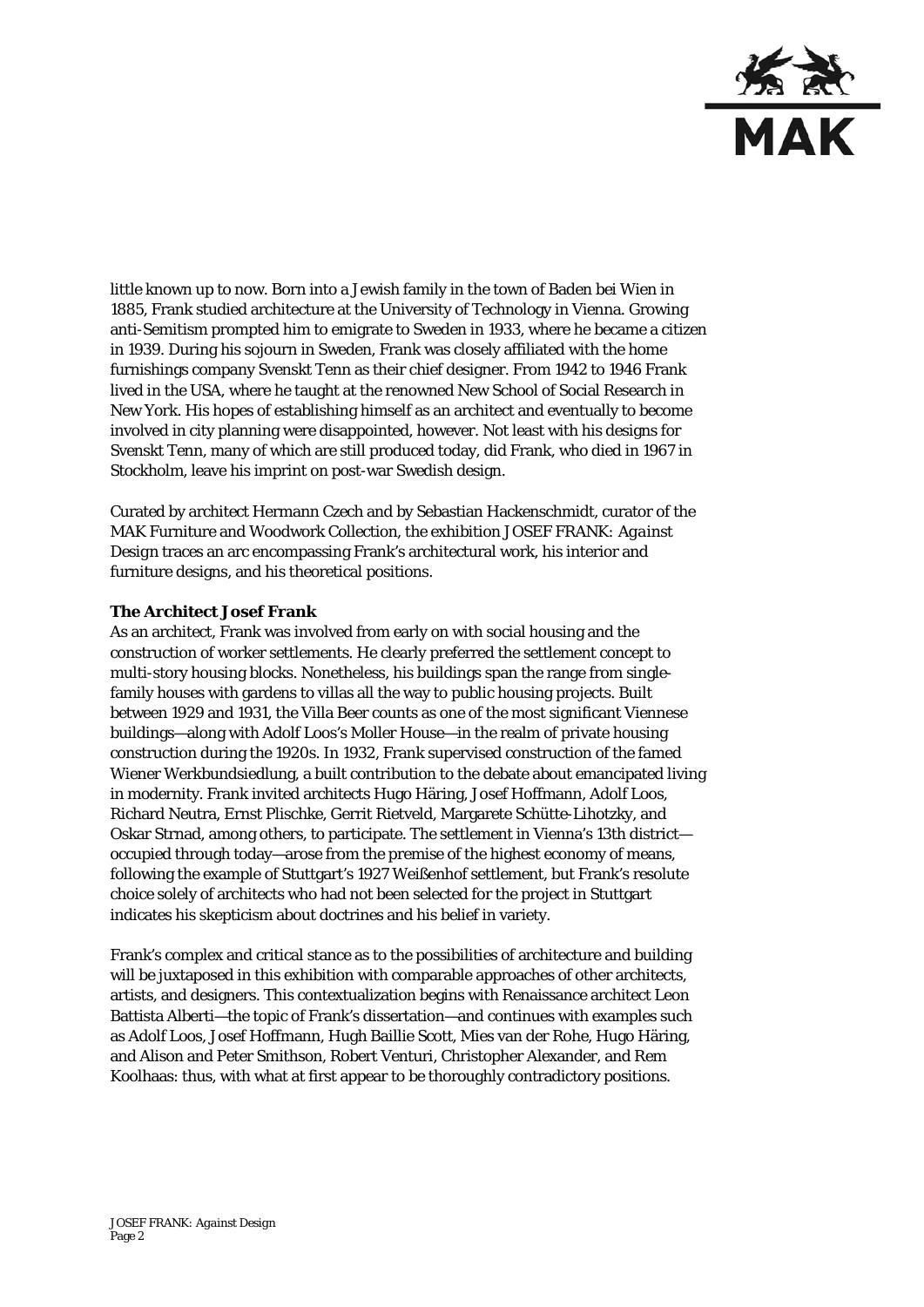little known up to now. Born into a Jewish family in the town of Baden bei Wien in 1885, Frank studied architecture at the University of Technology in Vienna. Growing anti-Semitism prompted him to emigrate to Sweden in 1933, where he became a citizen in 1939. During his sojourn in Sweden, Frank was closely affiliated with the home furnishings company Svenskt Tenn as their chief designer. From 1942 to 1946 Frank lived in the USA, where he taught at the renowned New School of Social Research in New York. His hopes of establishing himself as an architect and eventually to become involved in city planning were disappointed, however. Not least with his designs for Svenskt Tenn, many of which are still produced today, did Frank, who died in 1967 in Stockholm, leave his imprint on post-war Swedish design.

Curated by architect Hermann Czech and by Sebastian Hackenschmidt, curator of the MAK Furniture and Woodwork Collection, the exhibition JOSEF FRANK: *Against Design* traces an arc encompassing Frank's architectural work, his interior and furniture designs, and his theoretical positions.

**The Architect Josef Frank**

As an architect, Frank was involved from early on with social housing and the construction of worker settlements. He clearly preferred the settlement concept to multi-story housing blocks. Nonetheless, his buildings span the range from single-family houses with gardens to villas all the way to public housing projects. Built between 1929 and 1931, the Villa Beer counts as one of the most significant Viennese buildings—along with Adolf Loos's Moller House—in the realm of private housing construction during the 1920s. In 1932, Frank supervised construction of the famed Wiener Werkbundsiedlung, a built contribution to the debate about emancipated living in modernity. Frank invited architects Hugo Häring, Josef Hoffmann, Adolf Loos, Richard Neutra, Ernst Plischke, Gerrit Rietveld, Margarete Schütte-Lihotzky, and Oskar Strnad, among others, to participate. The settlement in Vienna's 13th district—occupied through today—arose from the premise of the highest economy of means, following the example of Stuttgart's 1927 Weißenhof settlement, but Frank's resolute choice solely of architects who had not been selected for the project in Stuttgart indicates his skepticism about doctrines and his belief in variety.

Frank's complex and critical stance as to the possibilities of architecture and building will be juxtaposed in this exhibition with comparable approaches of other architects, artists, and designers. This contextualization begins with Renaissance architect Leon Battista Alberti—the topic of Frank's dissertation—and continues with examples such as Adolf Loos, Josef Hoffmann, Hugh Baillie Scott, Mies van der Rohe, Hugo Häring, and Alison and Peter Smithson, Robert Venturi, Christopher Alexander, and Rem Koolhaas: thus, with what at first appear to be thoroughly contradictory positions.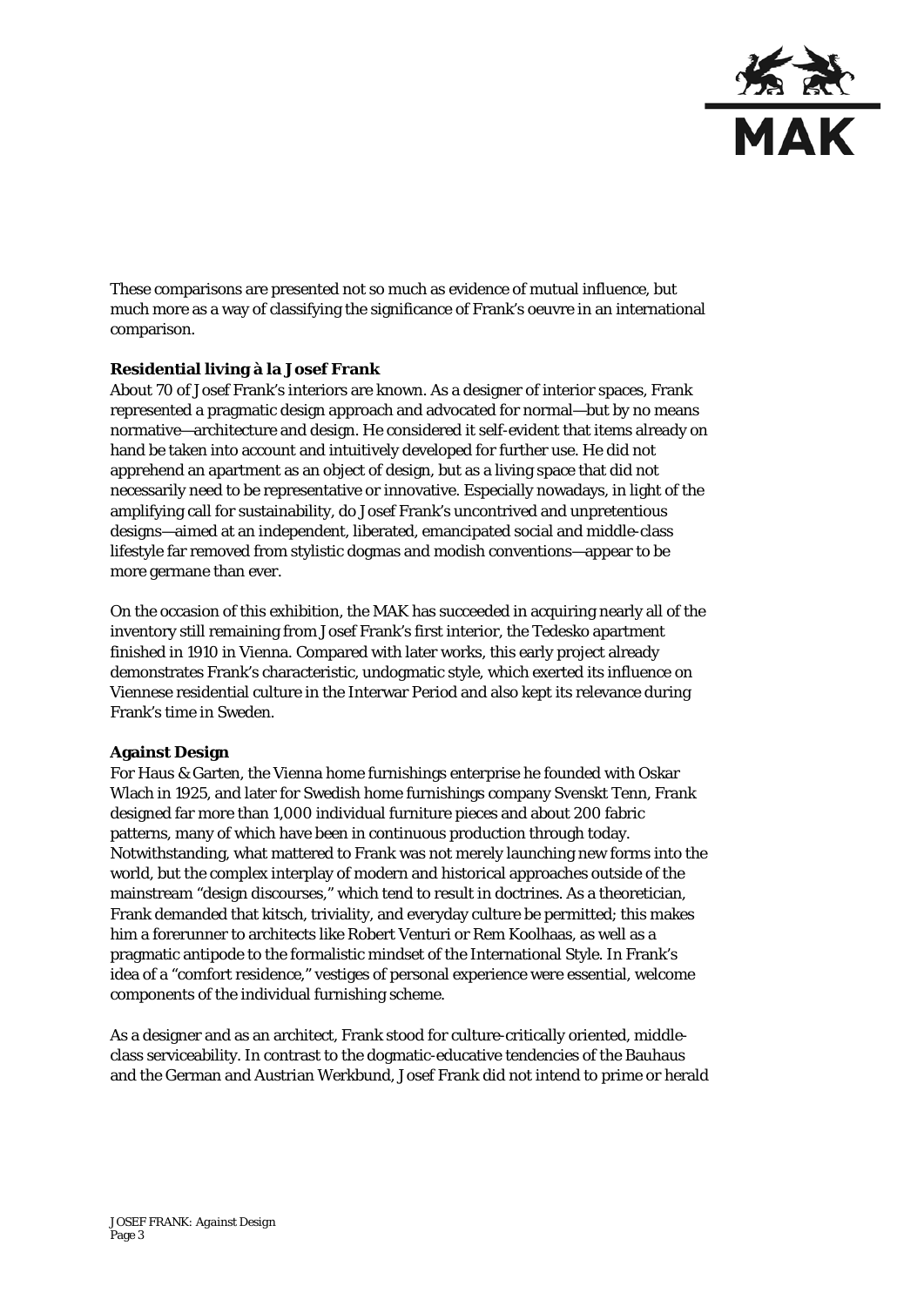These comparisons are presented not so much as evidence of mutual influence, but much more as a way of classifying the significance of Frank's oeuvre in an international comparison.

**Residential living à la Josef Frank**

About 70 of Josef Frank's interiors are known. As a designer of interior spaces, Frank represented a pragmatic design approach and advocated for normal—but by no means normative—architecture and design. He considered it self-evident that items already on hand be taken into account and intuitively developed for further use. He did not apprehend an apartment as an object of design, but as a living space that did not necessarily need to be representative or innovative. Especially nowadays, in light of the amplifying call for sustainability, do Josef Frank's uncontrived and unpretentious designs—aimed at an independent, liberated, emancipated social and middle-class lifestyle far removed from stylistic dogmas and modish conventions—appear to be more germane than ever.

On the occasion of this exhibition, the MAK has succeeded in acquiring nearly all of the inventory still remaining from Josef Frank's first interior, the Tedesko apartment finished in 1910 in Vienna. Compared with later works, this early project already demonstrates Frank's characteristic, undogmatic style, which exerted its influence on Viennese residential culture in the Interwar Period and also kept its relevance during Frank's time in Sweden.

**Against Design**

For Haus & Garten, the Vienna home furnishings enterprise he founded with Oskar Wlach in 1925, and later for Swedish home furnishings company Svenskt Tenn, Frank designed far more than 1,000 individual furniture pieces and about 200 fabric patterns, many of which have been in continuous production through today. Notwithstanding, what mattered to Frank was not merely launching new forms into the world, but the complex interplay of modern and historical approaches outside of the mainstream "design discourses," which tend to result in doctrines. As a theoretician, Frank demanded that kitsch, triviality, and everyday culture be permitted; this makes him a forerunner to architects like Robert Venturi or Rem Koolhaas, as well as a pragmatic antipode to the formalistic mindset of the International Style. In Frank's idea of a "comfort residence," vestiges of personal experience were essential, welcome components of the individual furnishing scheme.

As a designer and as an architect, Frank stood for culture-critically oriented, middle-class serviceability. In contrast to the dogmatic-educative tendencies of the Bauhaus and the German and Austrian Werkbund, Josef Frank did not intend to prime or herald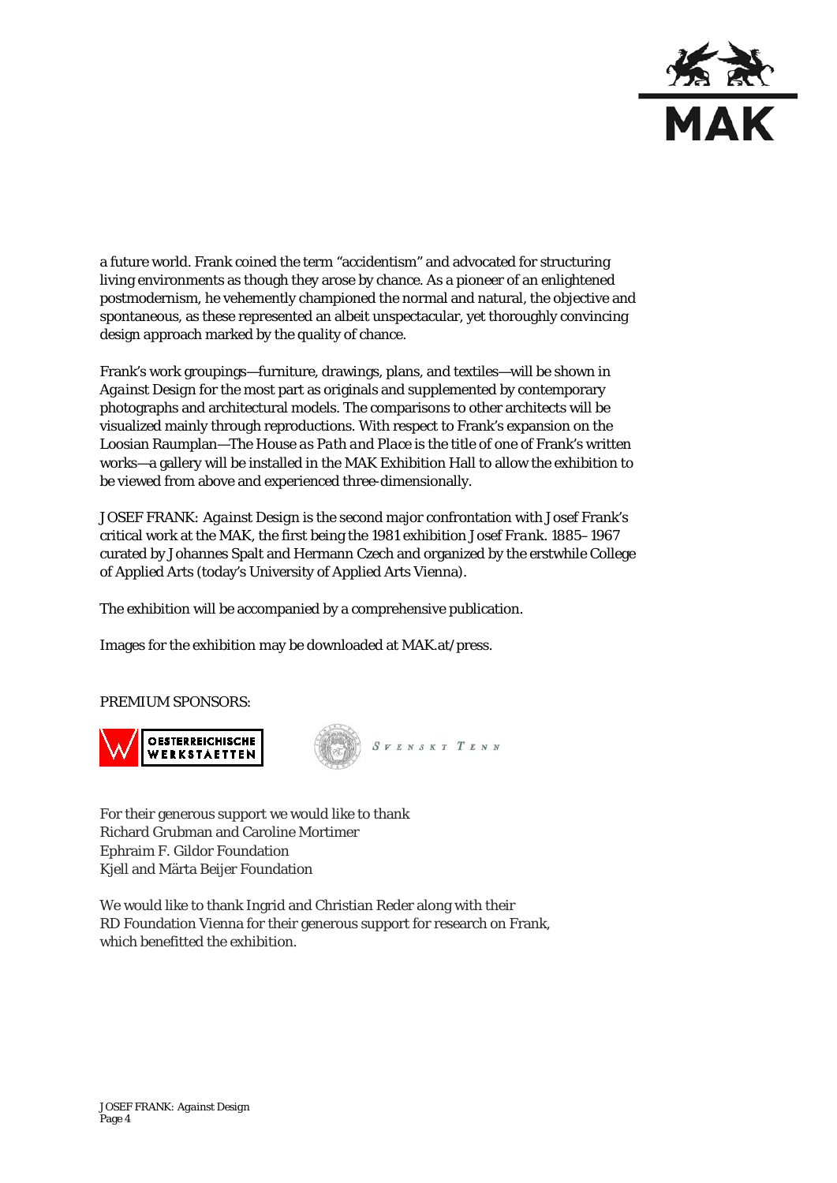a future world. Frank coined the term "accidentism" and advocated for structuring living environments as though they arose by chance. As a pioneer of an enlightened postmodernism, he vehemently championed the normal and natural, the objective and spontaneous, as these represented an albeit unspectacular, yet thoroughly convincing design approach marked by the quality of chance.

Frank's work groupings—furniture, drawings, plans, and textiles—will be shown in *Against Design* for the most part as originals and supplemented by contemporary photographs and architectural models. The comparisons to other architects will be visualized mainly through reproductions. With respect to Frank's expansion on the Loosian Raumplan—*The House as Path and Place* is the title of one of Frank's written works—a gallery will be installed in the MAK Exhibition Hall to allow the exhibition to be viewed from above and experienced three-dimensionally.

JOSEF FRANK: *Against Design* is the second major confrontation with Josef Frank's critical work at the MAK, the first being the 1981 exhibition *Josef Frank. 1885–1967* curated by Johannes Spalt and Hermann Czech and organized by the erstwhile College of Applied Arts (today's University of Applied Arts Vienna).

The exhibition will be accompanied by a comprehensive publication.

Images for the exhibition may be downloaded at MAK.at/press.

PREMIUM SPONSORS:

OESTERREICHISCHE WERKSTAETTEN

SVENSKT TENN

For their generous support we would like to thank
Richard Grubman and Caroline Mortimer
Ephraim F. Gildor Foundation
Kjell and Märta Beijer Foundation

We would like to thank Ingrid and Christian Reder along with their
RD Foundation Vienna for their generous support for research on Frank,
which benefitted the exhibition.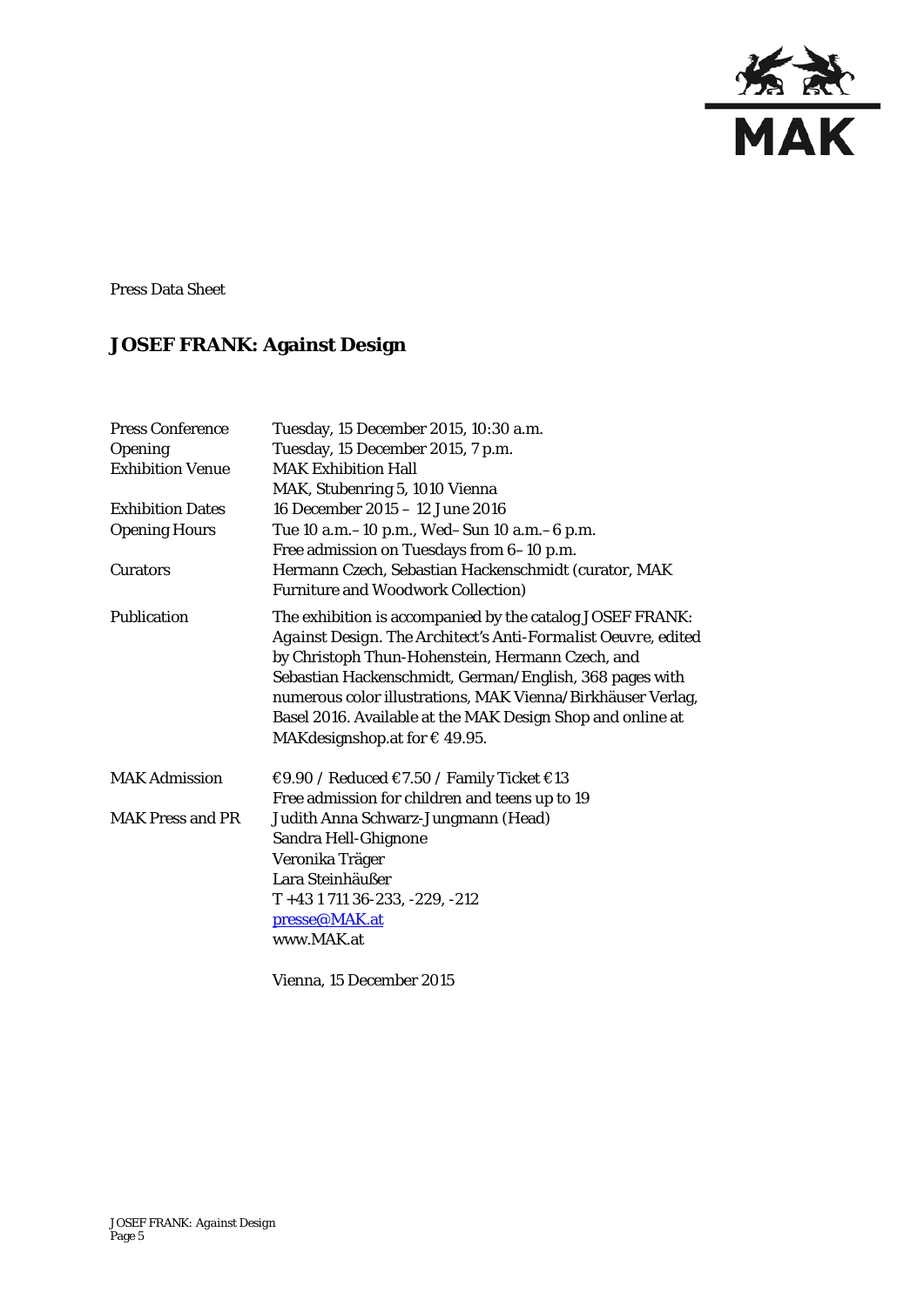Press Data Sheet

# JOSEF FRANK: Against Design

| | |
|---|---|
| Press Conference | Tuesday, 15 December 2015, 10:30 a.m. |
| Opening | Tuesday, 15 December 2015, 7 p.m. |
| Exhibition Venue | MAK Exhibition Hall<br>MAK, Stubenring 5, 1010 Vienna |
| Exhibition Dates | 16 December 2015 – 12 June 2016 |
| Opening Hours | Tue 10 a.m.–10 p.m., Wed–Sun 10 a.m.–6 p.m.<br>Free admission on Tuesdays from 6–10 p.m. |
| Curators | Hermann Czech, Sebastian Hackenschmidt (curator, MAK Furniture and Woodwork Collection) |
| Publication | The exhibition is accompanied by the catalog *JOSEF FRANK: Against Design. The Architect's Anti-Formalist Oeuvre*, edited by Christoph Thun-Hohenstein, Hermann Czech, and Sebastian Hackenschmidt, German/English, 368 pages with numerous color illustrations, MAK Vienna/Birkhäuser Verlag, Basel 2016. Available at the MAK Design Shop and online at MAKdesignshop.at for € 49.95. |
| MAK Admission | €9.90 / Reduced €7.50 / Family Ticket €13<br>Free admission for children and teens up to 19 |
| MAK Press and PR | Judith Anna Schwarz-Jungmann (Head)<br>Sandra Hell-Ghignone<br>Veronika Träger<br>Lara Steinhäußer<br>T +43 1 711 36-233, -229, -212<br>presse@MAK.at<br>www.MAK.at |

Vienna, 15 December 2015